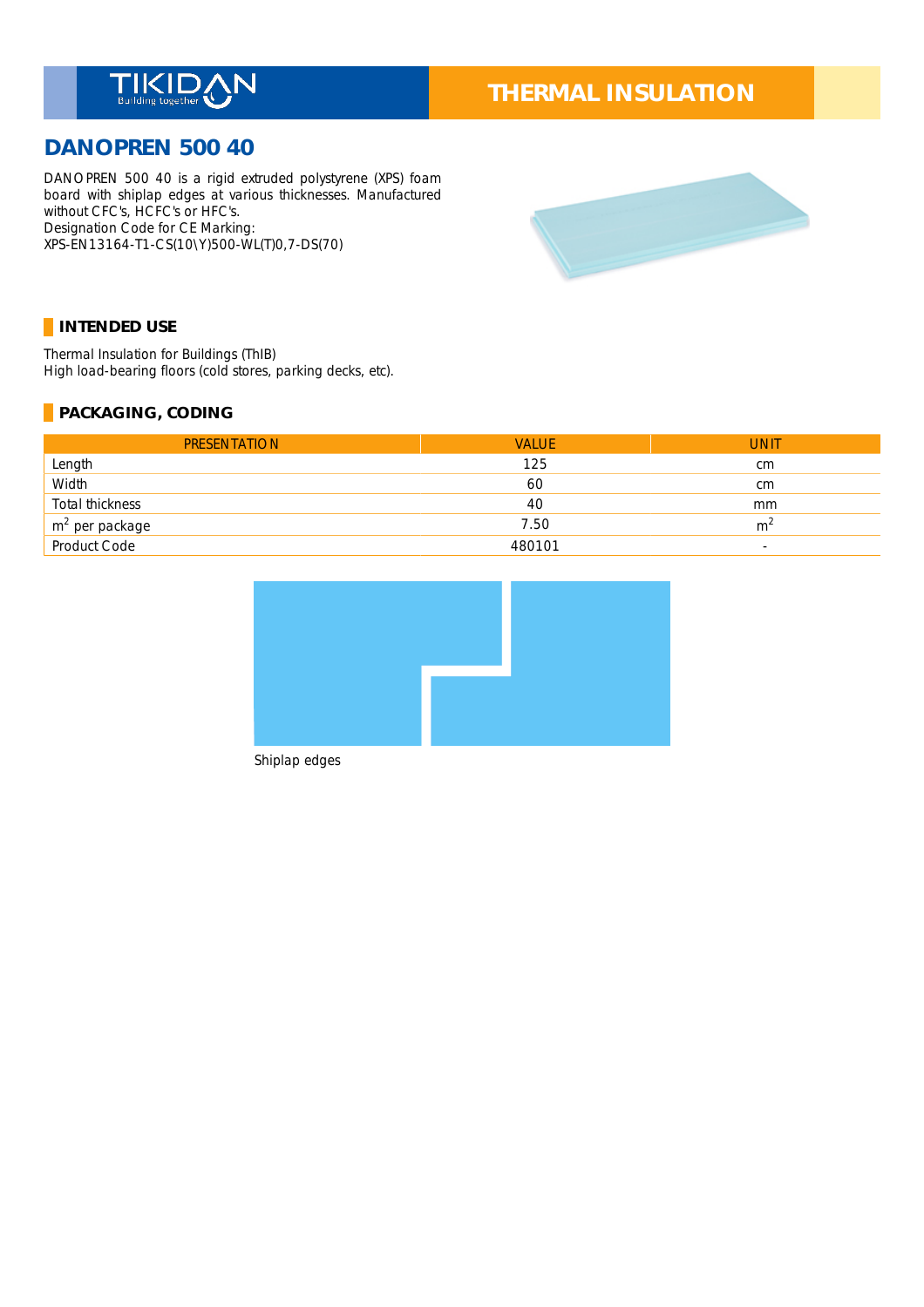TIKIDAN Building together

# THERMAL INSULATION

## DANOPREN 500 40

DANOPREN 500 40 is a rigid extruded polystyrene (XPS) foam board with shiplap edges at various thicknesses. Manufactured without CFC's, HCFC's or HFC's.
Designation Code for CE Marking:
XPS-EN13164-T1-CS(10\Y)500-WL(T)0,7-DS(70)

### INTENDED USE

Thermal Insulation for Buildings (ThIB)
High load-bearing floors (cold stores, parking decks, etc).

### PACKAGING, CODING

| PRESENTATION | VALUE | UNIT |
|---|---|---|
| Length | 125 | cm |
| Width | 60 | cm |
| Total thickness | 40 | mm |
| $m^2$ per package | 7.50 | $m^2$ |
| Product Code | 480101 | - |

Shiplap edges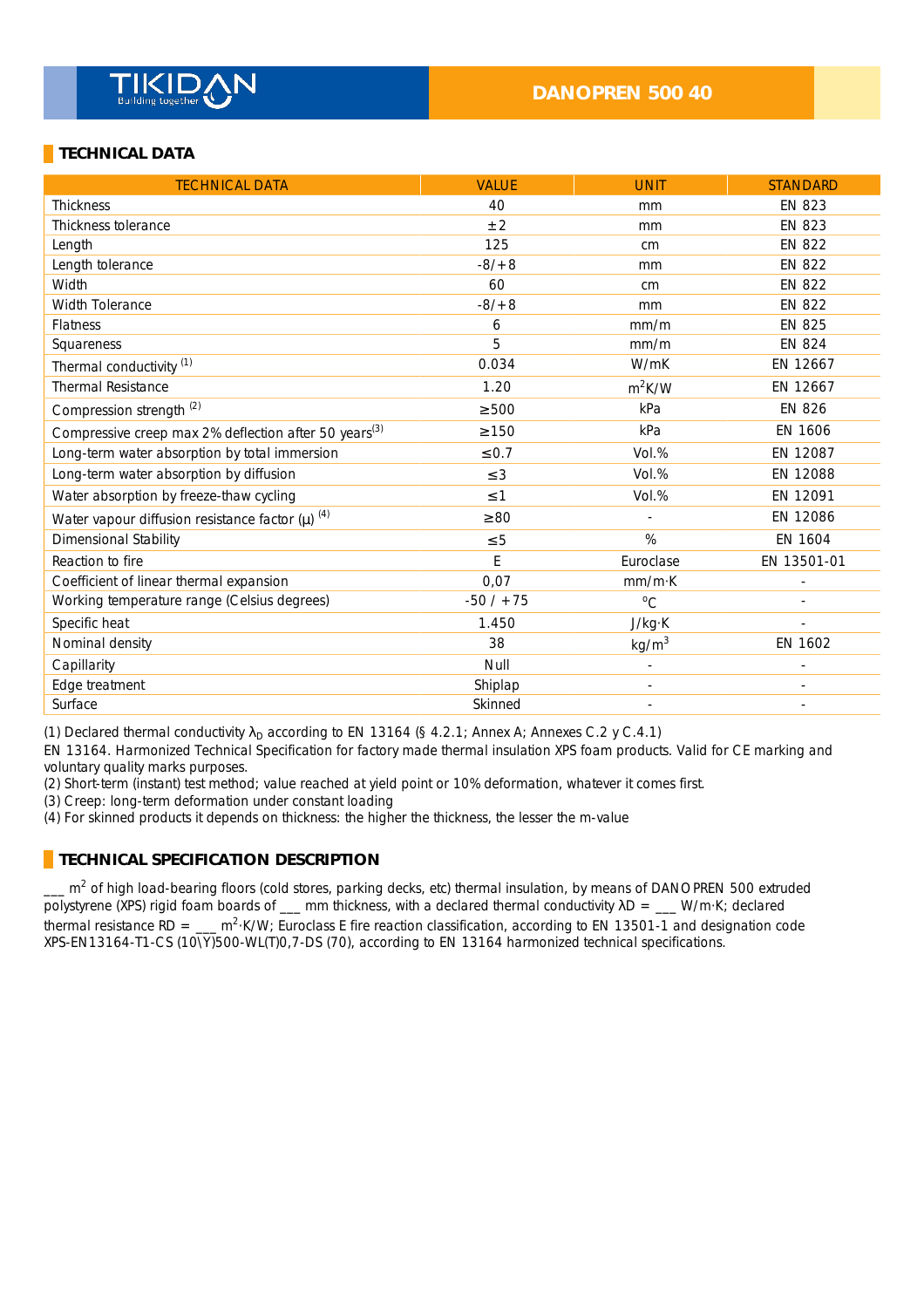# TIKIDAN — DANOPREN 500 40

## TECHNICAL DATA

| TECHNICAL DATA | VALUE | UNIT | STANDARD |
| --- | --- | --- | --- |
| Thickness | 40 | mm | EN 823 |
| Thickness tolerance | ±2 | mm | EN 823 |
| Length | 125 | cm | EN 822 |
| Length tolerance | -8/+8 | mm | EN 822 |
| Width | 60 | cm | EN 822 |
| Width Tolerance | -8/+8 | mm | EN 822 |
| Flatness | 6 | mm/m | EN 825 |
| Squareness | 5 | mm/m | EN 824 |
| Thermal conductivity (1) | 0.034 | W/mK | EN 12667 |
| Thermal Resistance | 1.20 | $m^2K/W$ | EN 12667 |
| Compression strength (2) | ≥500 | kPa | EN 826 |
| Compressive creep max 2% deflection after 50 years(3) | ≥150 | kPa | EN 1606 |
| Long-term water absorption by total immersion | ≤0.7 | Vol.% | EN 12087 |
| Long-term water absorption by diffusion | ≤3 | Vol.% | EN 12088 |
| Water absorption by freeze-thaw cycling | ≤1 | Vol.% | EN 12091 |
| Water vapour diffusion resistance factor (μ) (4) | ≥80 | - | EN 12086 |
| Dimensional Stability | ≤5 | % | EN 1604 |
| Reaction to fire | E | Euroclase | EN 13501-01 |
| Coefficient of linear thermal expansion | 0,07 | mm/m·K | - |
| Working temperature range (Celsius degrees) | -50 / +75 | ºC | - |
| Specific heat | 1.450 | J/kg·K | - |
| Nominal density | 38 | $kg/m^3$ | EN 1602 |
| Capillarity | Null | - | - |
| Edge treatment | Shiplap | - | - |
| Surface | Skinned | - | - |

(1) Declared thermal conductivity $\lambda_D$ according to EN 13164 (§ 4.2.1; Annex A; Annexes C.2 y C.4.1)
EN 13164. Harmonized Technical Specification for factory made thermal insulation XPS foam products. Valid for CE marking and voluntary quality marks purposes.
(2) Short-term (instant) test method; value reached at yield point or 10% deformation, whatever it comes first.
(3) Creep: long-term deformation under constant loading
(4) For skinned products it depends on thickness: the higher the thickness, the lesser the m-value

## TECHNICAL SPECIFICATION DESCRIPTION

___ $m^2$ of high load-bearing floors (cold stores, parking decks, etc) thermal insulation, by means of DANOPREN 500 extruded polystyrene (XPS) rigid foam boards of ___ mm thickness, with a declared thermal conductivity λD = ___ W/m·K; declared thermal resistance RD = ___ $m^2$·K/W; Euroclass E fire reaction classification, according to EN 13501-1 and designation code XPS-EN13164-T1-CS (10\Y)500-WL(T)0,7-DS (70), according to EN 13164 harmonized technical specifications.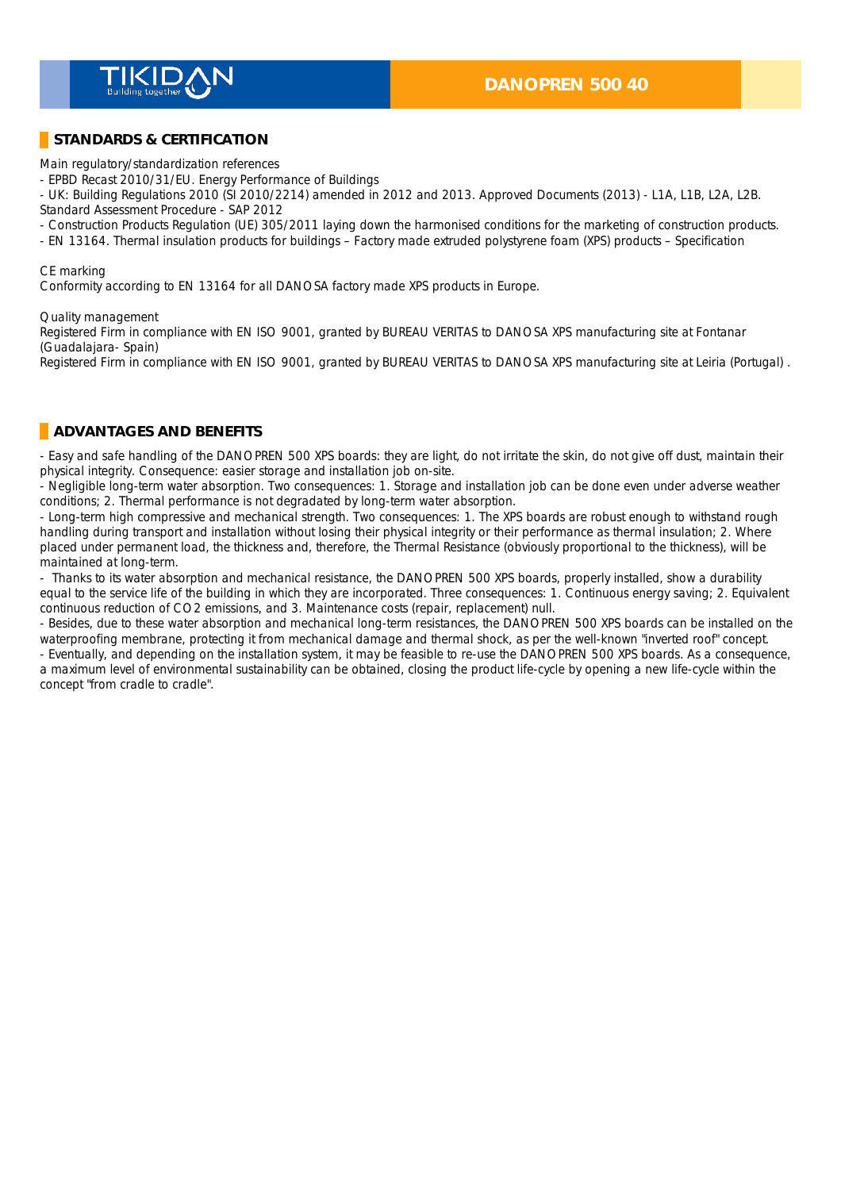## STANDARDS & CERTIFICATION

Main regulatory/standardization references

- EPBD Recast 2010/31/EU. Energy Performance of Buildings
- UK: Building Regulations 2010 (SI 2010/2214) amended in 2012 and 2013. Approved Documents (2013) - L1A, L1B, L2A, L2B. Standard Assessment Procedure - SAP 2012
- Construction Products Regulation (UE) 305/2011 laying down the harmonised conditions for the marketing of construction products.
- EN 13164. Thermal insulation products for buildings – Factory made extruded polystyrene foam (XPS) products – Specification

CE marking

Conformity according to EN 13164 for all DANOSA factory made XPS products in Europe.

Quality management

Registered Firm in compliance with EN ISO 9001, granted by BUREAU VERITAS to DANOSA XPS manufacturing site at Fontanar (Guadalajara- Spain)

Registered Firm in compliance with EN ISO 9001, granted by BUREAU VERITAS to DANOSA XPS manufacturing site at Leiria (Portugal) .

## ADVANTAGES AND BENEFITS

- Easy and safe handling of the DANOPREN 500 XPS boards: they are light, do not irritate the skin, do not give off dust, maintain their physical integrity. Consequence: easier storage and installation job on-site.
- Negligible long-term water absorption. Two consequences: 1. Storage and installation job can be done even under adverse weather conditions; 2. Thermal performance is not degraded by long-term water absorption.
- Long-term high compressive and mechanical strength. Two consequences: 1. The XPS boards are robust enough to withstand rough handling during transport and installation without losing their physical integrity or their performance as thermal insulation; 2. Where placed under permanent load, the thickness and, therefore, the Thermal Resistance (obviously proportional to the thickness), will be maintained at long-term.
- Thanks to its water absorption and mechanical resistance, the DANOPREN 500 XPS boards, properly installed, show a durability equal to the service life of the building in which they are incorporated. Three consequences: 1. Continuous energy saving; 2. Equivalent continuous reduction of $CO_2$ emissions, and 3. Maintenance costs (repair, replacement) null.
- Besides, due to these water absorption and mechanical long-term resistances, the DANOPREN 500 XPS boards can be installed on the waterproofing membrane, protecting it from mechanical damage and thermal shock, as per the well-known "inverted roof" concept.
- Eventually, and depending on the installation system, it may be feasible to re-use the DANOPREN 500 XPS boards. As a consequence, a maximum level of environmental sustainability can be obtained, closing the product life-cycle by opening a new life-cycle within the concept "from cradle to cradle".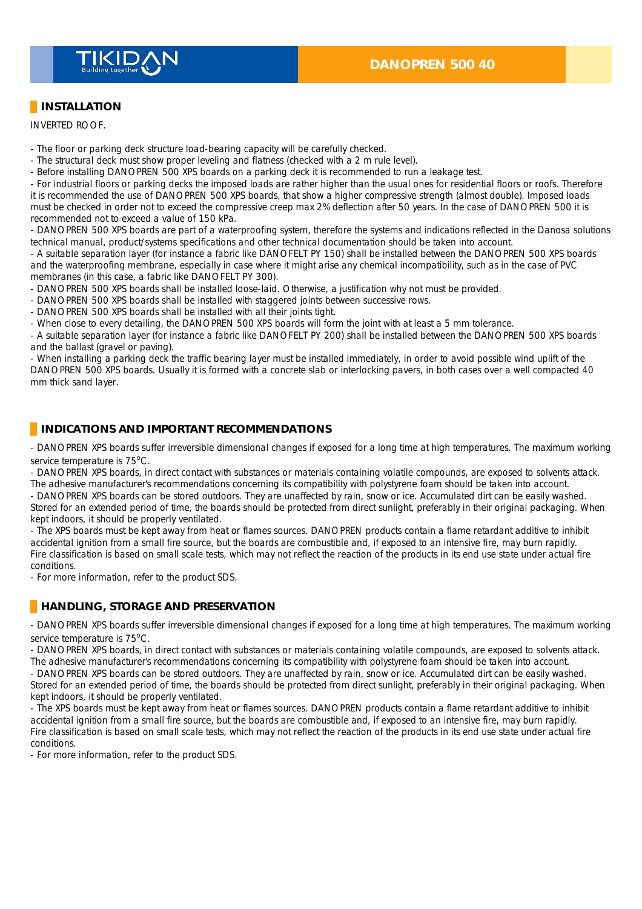## INSTALLATION

INVERTED ROOF.

- The floor or parking deck structure load-bearing capacity will be carefully checked.
- The structural deck must show proper leveling and flatness (checked with a 2 m rule level).
- Before installing DANOPREN 500 XPS boards on a parking deck it is recommended to run a leakage test.
- For industrial floors or parking decks the imposed loads are rather higher than the usual ones for residential floors or roofs. Therefore it is recommended the use of DANOPREN 500 XPS boards, that show a higher compressive strength (almost double). Imposed loads must be checked in order not to exceed the compressive creep max 2% deflection after 50 years. In the case of DANOPREN 500 it is recommended not to exceed a value of 150 kPa.
- DANOPREN 500 XPS boards are part of a waterproofing system, therefore the systems and indications reflected in the Danosa solutions technical manual, product/systems specifications and other technical documentation should be taken into account.
- A suitable separation layer (for instance a fabric like DANOFELT PY 150) shall be installed between the DANOPREN 500 XPS boards and the waterproofing membrane, especially in case where it might arise any chemical incompatibility, such as in the case of PVC membranes (in this case, a fabric like DANOFELT PY 300).
- DANOPREN 500 XPS boards shall be installed loose-laid. Otherwise, a justification why not must be provided.
- DANOPREN 500 XPS boards shall be installed with staggered joints between successive rows.
- DANOPREN 500 XPS boards shall be installed with all their joints tight.
- When close to every detailing, the DANOPREN 500 XPS boards will form the joint with at least a 5 mm tolerance.
- A suitable separation layer (for instance a fabric like DANOFELT PY 200) shall be installed between the DANOPREN 500 XPS boards and the ballast (gravel or paving).
- When installing a parking deck the traffic bearing layer must be installed immediately, in order to avoid possible wind uplift of the DANOPREN 500 XPS boards. Usually it is formed with a concrete slab or interlocking pavers, in both cases over a well compacted 40 mm thick sand layer.

## INDICATIONS AND IMPORTANT RECOMMENDATIONS

- DANOPREN XPS boards suffer irreversible dimensional changes if exposed for a long time at high temperatures. The maximum working service temperature is 75ºC.
- DANOPREN XPS boards, in direct contact with substances or materials containing volatile compounds, are exposed to solvents attack. The adhesive manufacturer's recommendations concerning its compatibility with polystyrene foam should be taken into account.
- DANOPREN XPS boards can be stored outdoors. They are unaffected by rain, snow or ice. Accumulated dirt can be easily washed. Stored for an extended period of time, the boards should be protected from direct sunlight, preferably in their original packaging. When kept indoors, it should be properly ventilated.
- The XPS boards must be kept away from heat or flames sources. DANOPREN products contain a flame retardant additive to inhibit accidental ignition from a small fire source, but the boards are combustible and, if exposed to an intensive fire, may burn rapidly. Fire classification is based on small scale tests, which may not reflect the reaction of the products in its end use state under actual fire conditions.
- For more information, refer to the product SDS.

## HANDLING, STORAGE AND PRESERVATION

- DANOPREN XPS boards suffer irreversible dimensional changes if exposed for a long time at high temperatures. The maximum working service temperature is 75ºC.
- DANOPREN XPS boards, in direct contact with substances or materials containing volatile compounds, are exposed to solvents attack. The adhesive manufacturer's recommendations concerning its compatibility with polystyrene foam should be taken into account.
- DANOPREN XPS boards can be stored outdoors. They are unaffected by rain, snow or ice. Accumulated dirt can be easily washed. Stored for an extended period of time, the boards should be protected from direct sunlight, preferably in their original packaging. When kept indoors, it should be properly ventilated.
- The XPS boards must be kept away from heat or flames sources. DANOPREN products contain a flame retardant additive to inhibit accidental ignition from a small fire source, but the boards are combustible and, if exposed to an intensive fire, may burn rapidly. Fire classification is based on small scale tests, which may not reflect the reaction of the products in its end use state under actual fire conditions.
- For more information, refer to the product SDS.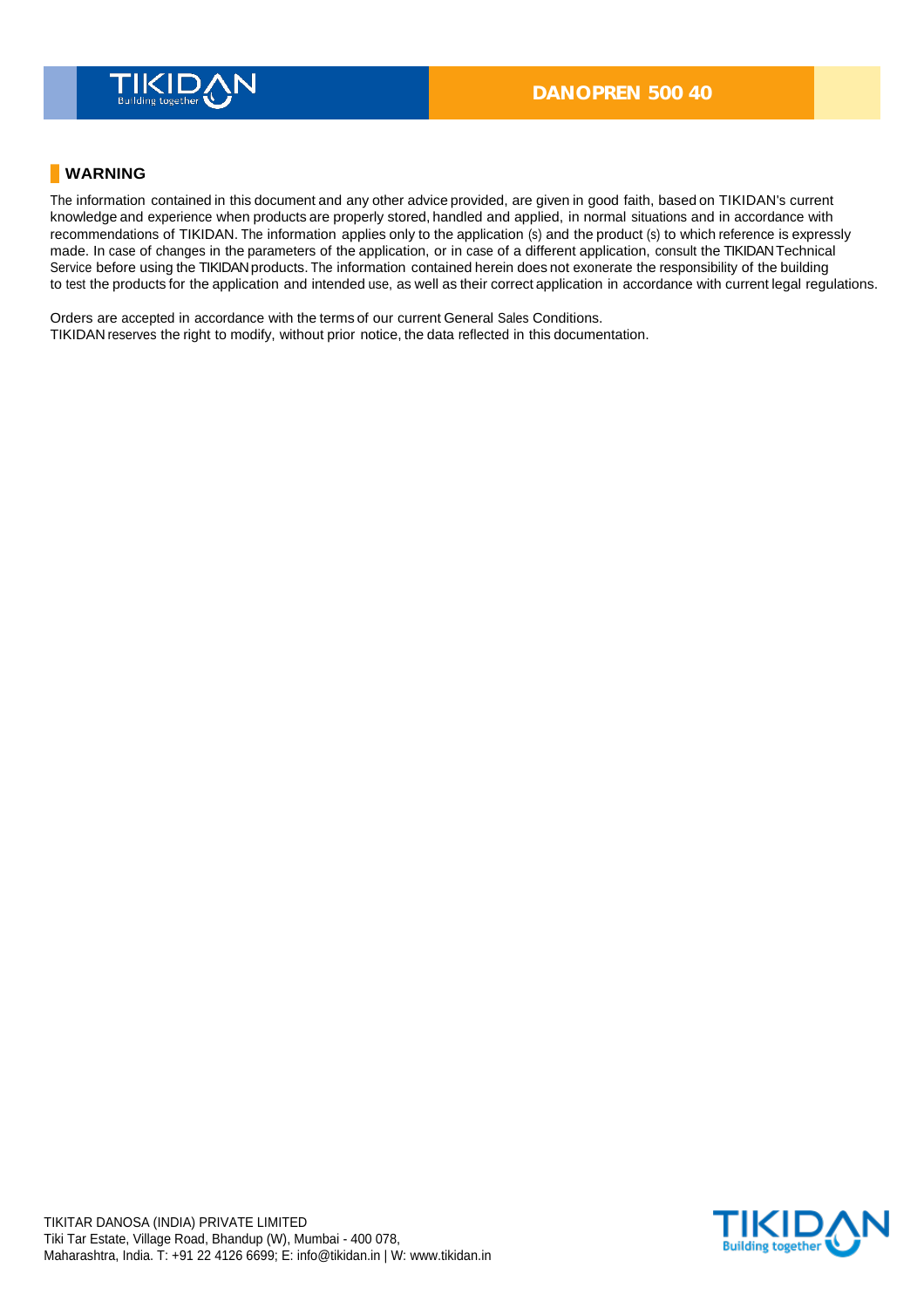## WARNING

The information contained in this document and any other advice provided, are given in good faith, based on TIKIDAN's current knowledge and experience when products are properly stored, handled and applied, in normal situations and in accordance with recommendations of TIKIDAN. The information applies only to the application (s) and the product (s) to which reference is expressly made. In case of changes in the parameters of the application, or in case of a different application, consult the TIKIDAN Technical Service before using the TIKIDAN products. The information contained herein does not exonerate the responsibility of the building to test the products for the application and intended use, as well as their correct application in accordance with current legal regulations.

Orders are accepted in accordance with the terms of our current General Sales Conditions.
TIKIDAN reserves the right to modify, without prior notice, the data reflected in this documentation.

TIKITAR DANOSA (INDIA) PRIVATE LIMITED
Tiki Tar Estate, Village Road, Bhandup (W), Mumbai - 400 078,
Maharashtra, India. T: +91 22 4126 6699; E: info@tikidan.in | W: www.tikidan.in